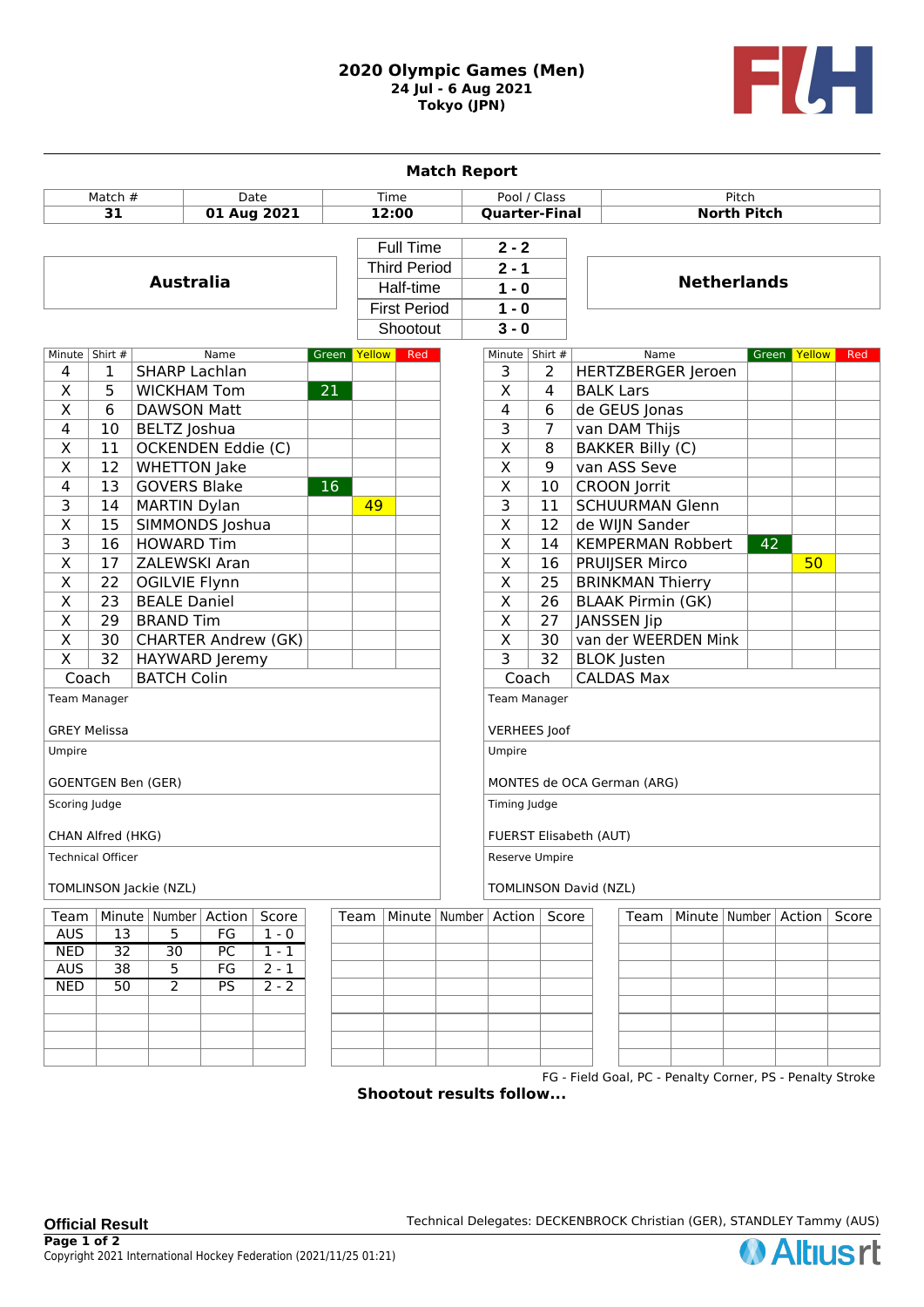# 2020 Olympic Games (Men)

**24 Jul - 6 Aug 2021**
**Tokyo (JPN)**

## Match Report

| Match # | Date | Time | Pool / Class | Pitch |
|---|---|---|---|---|
| **31** | **01 Aug 2021** | **12:00** | **Quarter-Final** | **North Pitch** |

| Australia | | | Netherlands |
|---|---|---|---|
| | Full Time | **2 - 2** | |
| | Third Period | **2 - 1** | |
| | Half-time | **1 - 0** | |
| | First Period | **1 - 0** | |
| | Shootout | **3 - 0** | |

### Australia

| Minute | Shirt # | Name | Green | Yellow | Red |
|---|---|---|---|---|---|
| 4 | 1 | SHARP Lachlan | | | |
| X | 5 | WICKHAM Tom | 21 | | |
| X | 6 | DAWSON Matt | | | |
| 4 | 10 | BELTZ Joshua | | | |
| X | 11 | OCKENDEN Eddie (C) | | | |
| X | 12 | WHETTON Jake | | | |
| 4 | 13 | GOVERS Blake | 16 | | |
| 3 | 14 | MARTIN Dylan | | 49 | |
| X | 15 | SIMMONDS Joshua | | | |
| 3 | 16 | HOWARD Tim | | | |
| X | 17 | ZALEWSKI Aran | | | |
| X | 22 | OGILVIE Flynn | | | |
| X | 23 | BEALE Daniel | | | |
| X | 29 | BRAND Tim | | | |
| X | 30 | CHARTER Andrew (GK) | | | |
| X | 32 | HAYWARD Jeremy | | | |
| Coach | | BATCH Colin | | | |

Team Manager: GREY Melissa

Umpire: GOENTGEN Ben (GER)

Scoring Judge: CHAN Alfred (HKG)

Technical Officer: TOMLINSON Jackie (NZL)

### Netherlands

| Minute | Shirt # | Name | Green | Yellow | Red |
|---|---|---|---|---|---|
| 3 | 2 | HERTZBERGER Jeroen | | | |
| X | 4 | BALK Lars | | | |
| 4 | 6 | de GEUS Jonas | | | |
| 3 | 7 | van DAM Thijs | | | |
| X | 8 | BAKKER Billy (C) | | | |
| X | 9 | van ASS Seve | | | |
| X | 10 | CROON Jorrit | | | |
| 3 | 11 | SCHUURMAN Glenn | | | |
| X | 12 | de WIJN Sander | | | |
| X | 14 | KEMPERMAN Robbert | 42 | | |
| X | 16 | PRUIJSER Mirco | | 50 | |
| X | 25 | BRINKMAN Thierry | | | |
| X | 26 | BLAAK Pirmin (GK) | | | |
| X | 27 | JANSSEN Jip | | | |
| X | 30 | van der WEERDEN Mink | | | |
| 3 | 32 | BLOK Justen | | | |
| Coach | | CALDAS Max | | | |

Team Manager: VERHEES Joof

Umpire: MONTES de OCA German (ARG)

Timing Judge: FUERST Elisabeth (AUT)

Reserve Umpire: TOMLINSON David (NZL)

### Goals

| Team | Minute | Number | Action | Score |
|---|---|---|---|---|
| AUS | 13 | 5 | FG | 1 - 0 |
| NED | 32 | 30 | PC | 1 - 1 |
| AUS | 38 | 5 | FG | 2 - 1 |
| NED | 50 | 2 | PS | 2 - 2 |

FG - Field Goal, PC - Penalty Corner, PS - Penalty Stroke

**Shootout results follow...**

**Official Result**

Technical Delegates: DECKENBROCK Christian (GER), STANDLEY Tammy (AUS)

Copyright 2021 International Hockey Federation (2021/11/25 01:21)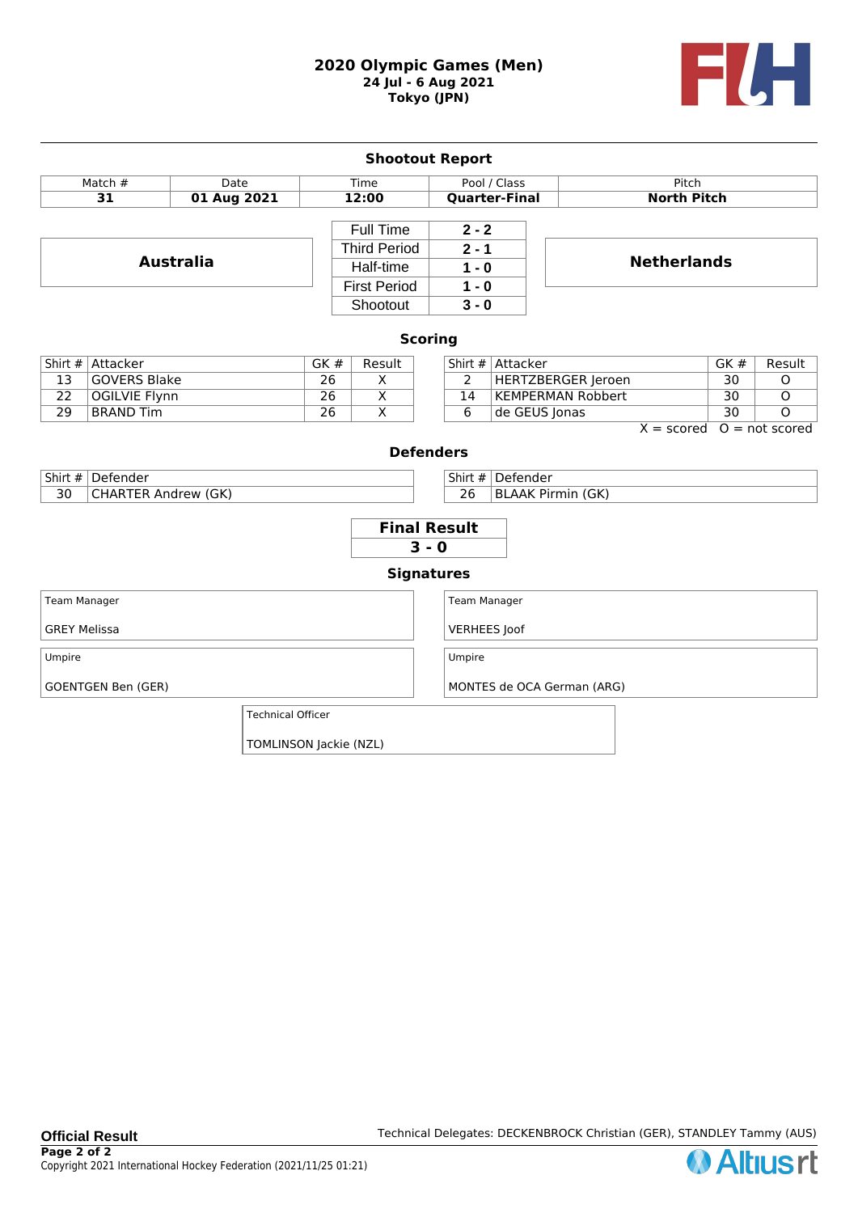# 2020 Olympic Games (Men)

**24 Jul - 6 Aug 2021**
**Tokyo (JPN)**

## Shootout Report

| Match # | Date | Time | Pool / Class | Pitch |
|---|---|---|---|---|
| **31** | **01 Aug 2021** | **12:00** | **Quarter-Final** | **North Pitch** |

| Australia | | | Netherlands |
|---|---|---|---|
| | Full Time | **2 - 2** | |
| | Third Period | **2 - 1** | |
| | Half-time | **1 - 0** | |
| | First Period | **1 - 0** | |
| | Shootout | **3 - 0** | |

### Scoring

**Australia**

| Shirt # | Attacker | GK # | Result |
|---|---|---|---|
| 13 | GOVERS Blake | 26 | X |
| 22 | OGILVIE Flynn | 26 | X |
| 29 | BRAND Tim | 26 | X |

**Netherlands**

| Shirt # | Attacker | GK # | Result |
|---|---|---|---|
| 2 | HERTZBERGER Jeroen | 30 | O |
| 14 | KEMPERMAN Robbert | 30 | O |
| 6 | de GEUS Jonas | 30 | O |

X = scored O = not scored

### Defenders

**Australia**

| Shirt # | Defender |
|---|---|
| 30 | CHARTER Andrew (GK) |

**Netherlands**

| Shirt # | Defender |
|---|---|
| 26 | BLAAK Pirmin (GK) |

| Final Result |
|---|
| **3 - 0** |

### Signatures

| | |
|---|---|
| Team Manager: GREY Melissa | Team Manager: VERHEES Joof |
| Umpire: GOENTGEN Ben (GER) | Umpire: MONTES de OCA German (ARG) |

Technical Officer: TOMLINSON Jackie (NZL)

**Official Result**

Technical Delegates: DECKENBROCK Christian (GER), STANDLEY Tammy (AUS)

Copyright 2021 International Hockey Federation (2021/11/25 01:21)